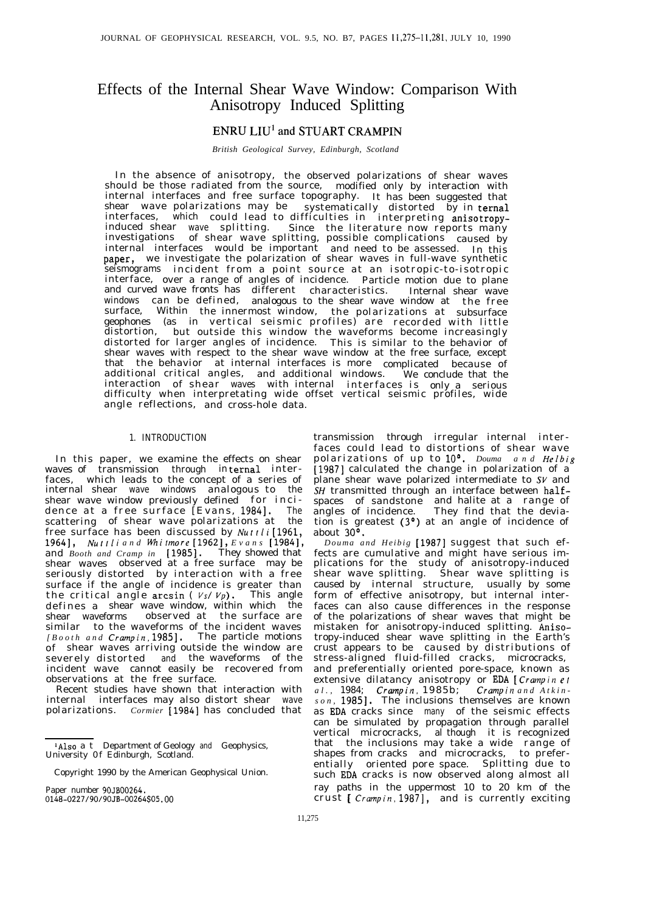# Effects of the Internal Shear Wave Window: Comparison With Anisotropy Induced Splitting

**ENRU LIU[1] and STUART CRAMPIN**

*British Geological Survey, Edinburgh, Scotland*

In the absence of anisotropy, the observed polarizations of shear waves should be those radiated from the source, modified only by interaction with internal interfaces and free surface topography. It has been suggested that shear wave polarizations may be systematically distorted by internal interfaces, which could lead to difficulties in interpreting anisotropy-induced shear wave splitting. Since the literature now reports many investigations of shear wave splitting, possible complications caused by internal interfaces would be important and need to be assessed. In this paper, we investigate the polarization of shear waves in full-wave synthetic seismograms incident from a point source at an isotropic-to-isotropic interface, over a range of angles of incidence. Particle motion due to plane and curved wave fronts has different characteristics. Internal shear wave windows can be defined, analogous to the shear wave window at the free surface, Within the innermost window, the polarizations at subsurface geophones (as in vertical seismic profiles) are recorded with little distortion, but outside this window the waveforms become increasingly distorted for larger angles of incidence. This is similar to the behavior of shear waves with respect to the shear wave window at the free surface, except that the behavior at internal interfaces is more complicated because of additional critical angles, and additional windows. We conclude that the interaction of shear waves with internal interfaces is only a serious difficulty when interpreting wide offset vertical seismic profiles, wide angle reflections, and cross-hole data.

## 1. INTRODUCTION

In this paper, we examine the effects on shear waves of transmission through internal interfaces, which leads to the concept of a series of internal shear wave windows analogous to the shear wave window previously defined for incidence at a free surface [Evans, 1984]. The scattering of shear wave polarizations at the free surface has been discussed by *Nuttli* [1961, 1964], *Nuttli and Whitmore* [1962], *Evans* [1984], and *Booth and Crampin* [1985]. They showed that shear waves observed at a free surface may be seriously distorted by interaction with a free surface if the angle of incidence is greater than the critical angle arcsin ( $V_S/V_P$). This angle defines a shear wave window, within which the shear waveforms observed at the surface are similar to the waveforms of the incident waves [*Booth and Crampin*, 1985]. The particle motions of shear waves arriving outside the window are severely distorted and the waveforms of the incident wave cannot easily be recovered from observations at the free surface.

Recent studies have shown that interaction with internal interfaces may also distort shear wave polarizations. *Cormier* [1984] has concluded that transmission through irregular internal interfaces could lead to distortions of shear wave polarizations of up to 10°. *Douma and Helbig* [1987] calculated the change in polarization of a plane shear wave polarized intermediate to *SV* and *SH* transmitted through an interface between half-spaces of sandstone and halite at a range of angles of incidence. They find that the deviation is greatest (3°) at an angle of incidence of about 30°.

*Douma and Helbig* [1987] suggest that such effects are cumulative and might have serious implications for the study of anisotropy-induced shear wave splitting. Shear wave splitting is caused by internal structure, usually by some form of effective anisotropy, but internal interfaces can also cause differences in the response of the polarizations of shear waves that might be mistaken for anisotropy-induced splitting. Anisotropy-induced shear wave splitting in the Earth's crust appears to be caused by distributions of stress-aligned fluid-filled cracks, microcracks, and preferentially oriented pore-space, known as extensive dilatancy anisotropy or EDA [*Crampin et al.*, 1984; *Crampin*, 1985b; *Crampin and Atkinson*, 1985]. The inclusions themselves are known as EDA cracks since many of the seismic effects can be simulated by propagation through parallel vertical microcracks, although it is recognized that the inclusions may take a wide range of shapes from cracks and microcracks, to preferentially oriented pore space. Splitting due to such EDA cracks is now observed along almost all ray paths in the uppermost 10 to 20 km of the crust [*Crampin*, 1987], and is currently exciting

---

[1] Also at Department of Geology and Geophysics, University Of Edinburgh, Scotland.

Copyright 1990 by the American Geophysical Union.

Paper number 90JB00264.
0148-0227/90/90JB-00264$05.00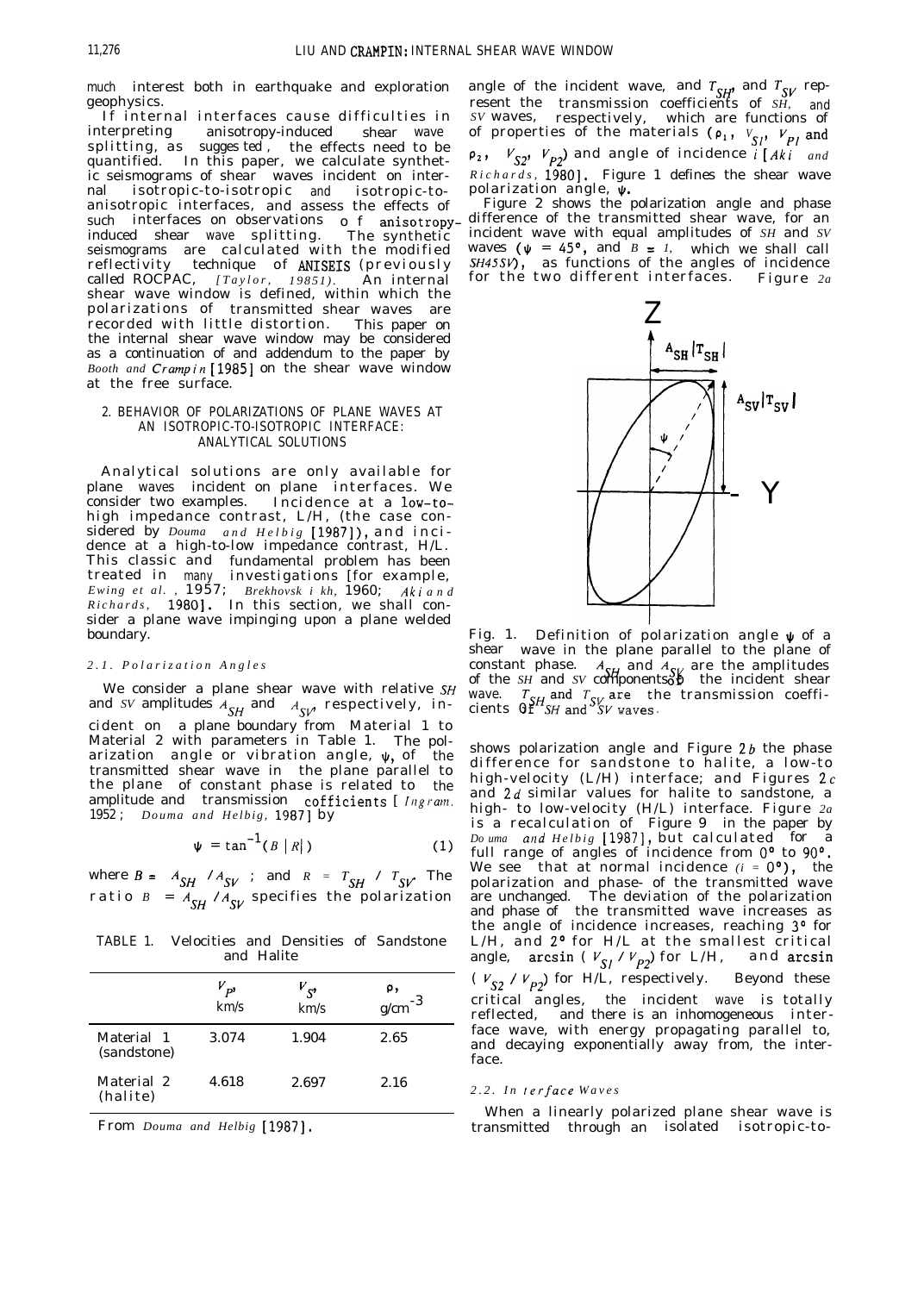much interest both in earthquake and exploration geophysics.

If internal interfaces cause difficulties in interpreting anisotropy-induced shear wave splitting, as suggested, the effects need to be quantified. In this paper, we calculate synthetic seismograms of shear waves incident on internal isotropic-to-isotropic and isotropic-to-anisotropic interfaces, and assess the effects of such interfaces on observations of anisotropy-induced shear wave splitting. The synthetic seismograms are calculated with the modified reflectivity technique of ANISEIS (previously called ROCPAC, *[Taylor, 1985]*). An internal shear wave window is defined, within which the polarizations of transmitted shear waves are recorded with little distortion. This paper on the internal shear wave window may be considered as a continuation of and addendum to the paper by *Booth and Crampin* [1985] on the shear wave window at the free surface.

## 2. BEHAVIOR OF POLARIZATIONS OF PLANE WAVES AT AN ISOTROPIC-TO-ISOTROPIC INTERFACE: ANALYTICAL SOLUTIONS

Analytical solutions are only available for plane waves incident on plane interfaces. We consider two examples. Incidence at a low-to-high impedance contrast, L/H, (the case considered by *Douma and Helbig* [1987]), and incidence at a high-to-low impedance contrast, H/L. This classic and fundamental problem has been treated in many investigations [for example, *Ewing et al.*, 1957; *Brekhovskikh*, 1960; *Aki and Richards*, 1980]. In this section, we shall consider a plane wave impinging upon a plane welded boundary.

### *2.1. Polarization Angles*

We consider a plane shear wave with relative *SH* and *SV* amplitudes $A_{SH}$ and $A_{SV}$, respectively, incident on a plane boundary from Material 1 to Material 2 with parameters in Table 1. The polarization angle or vibration angle, $\psi$, of the transmitted shear wave in the plane parallel to the plane of constant phase is related to the amplitude and transmission cofficients [*Ingram*, 1952; *Douma and Helbig*, 1987] by

$$\psi = \tan^{-1}(B\,|R|) \tag{1}$$

where $B = A_{SH}/A_{SV}$; and $R = T_{SH}/T_{SV}$. The ratio $B = A_{SH}/A_{SV}$ specifies the polarization angle of the incident wave, and $T_{SH}$ and $T_{SV}$ represent the transmission coefficients of *SH*, and *SV* waves, respectively, which are functions of of properties of the materials ($\rho_1$, $V_{S1}$, $V_{P1}$ and $\rho_2$, $V_{S2}$, $V_{P2}$) and angle of incidence $i$ [*Aki and Richards*, 1980]. Figure 1 defines the shear wave polarization angle, $\psi$.

TABLE 1. Velocities and Densities of Sandstone and Halite

| | $V_P$, km/s | $V_S$, km/s | $\rho$, g/cm$^{-3}$ |
|---|---|---|---|
| Material 1 (sandstone) | 3.074 | 1.904 | 2.65 |
| Material 2 (halite) | 4.618 | 2.697 | 2.16 |

From *Douma and Helbig* [1987].

Fig. 1. Definition of polarization angle $\psi$ of a shear wave in the plane parallel to the plane of constant phase. $A_{SH}$ and $A_{SV}$ are the amplitudes of the *SH* and *SV* components of the incident shear wave. $T_{SH}$ and $T_{SV}$ are the transmission coefficients of *SH* and *SV* waves.

Figure 2 shows the polarization angle and phase difference of the transmitted shear wave, for an incident wave with equal amplitudes of *SH* and *SV* waves ($\psi$ = 45°, and $B = 1$, which we shall call *SH45SV*), as functions of the angles of incidence for the two different interfaces. Figure *2a* shows polarization angle and Figure 2*b* the phase difference for sandstone to halite, a low-to high-velocity (L/H) interface; and Figures 2*c* and 2*d* similar values for halite to sandstone, a high- to low-velocity (H/L) interface. Figure *2a* is a recalculation of Figure 9 in the paper by *Douma and Helbig* [1987], but calculated for a full range of angles of incidence from 0° to 90°. We see that at normal incidence ($i$ = 0°), the polarization and phase- of the transmitted wave are unchanged. The deviation of the polarization and phase of the transmitted wave increases as the angle of incidence increases, reaching 3° for L/H, and 2° for H/L at the smallest critical angle, $\arcsin(V_{S1}/V_{P2})$ for L/H, and $\arcsin(V_{S2}/V_{P2})$ for H/L, respectively. Beyond these critical angles, the incident wave is totally reflected, and there is an inhomogeneous interface wave, with energy propagating parallel to, and decaying exponentially away from, the interface.

### *2.2. Interface Waves*

When a linearly polarized plane shear wave is transmitted through an isolated isotropic-to-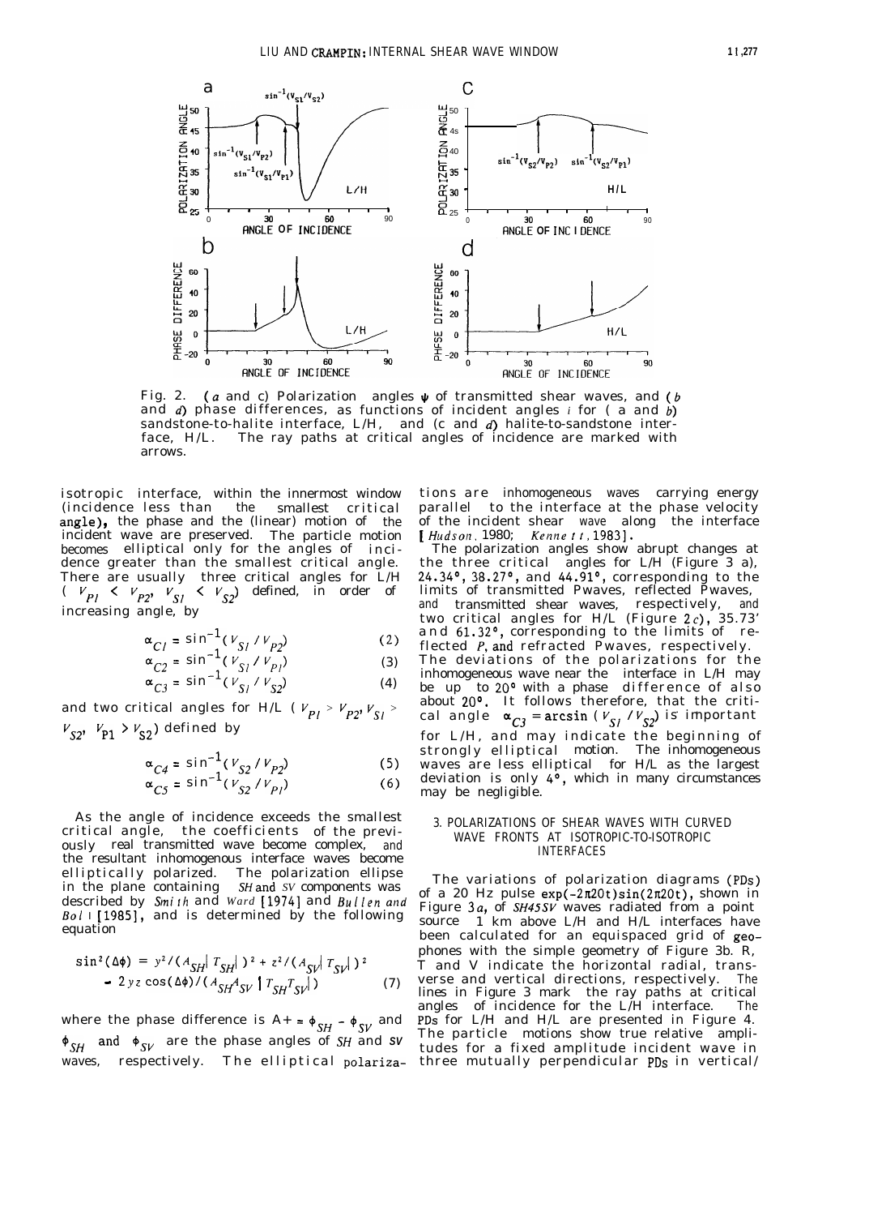Fig. 2. (*a* and *c*) Polarization angles $\psi$ of transmitted shear waves, and (*b* and *d*) phase differences, as functions of incident angles *i* for (*a* and *b*) sandstone-to-halite interface, L/H, and (*c* and *d*) halite-to-sandstone interface, H/L. The ray paths at critical angles of incidence are marked with arrows.

isotropic interface, within the innermost window (incidence less than the smallest critical angle), the phase and the (linear) motion of the incident wave are preserved. The particle motion becomes elliptical only for the angles of incidence greater than the smallest critical angle. There are usually three critical angles for L/H ($V_{P1} < V_{P2}$, $V_{S1} < V_{S2}$) defined, in order of increasing angle, by

$$\alpha_{C1} = \sin^{-1}(V_{S1}/V_{P2}) \tag{2}$$

$$\alpha_{C2} = \sin^{-1}(V_{S1}/V_{P1}) \tag{3}$$

$$\alpha_{C3} = \sin^{-1}(V_{S1}/V_{S2}) \tag{4}$$

and two critical angles for H/L ($V_{P1} > V_{P2}$, $V_{S1} > V_{S2}$, $V_{P1} > V_{S2}$) defined by

$$\alpha_{C4} = \sin^{-1}(V_{S2}/V_{P2}) \tag{5}$$

$$\alpha_{C5} = \sin^{-1}(V_{S2}/V_{P1}) \tag{6}$$

As the angle of incidence exceeds the smallest critical angle, the coefficients of the previously real transmitted wave become complex, and the resultant inhomogenous interface waves become elliptically polarized. The polarization ellipse in the plane containing *SH* and *SV* components was described by *Smith* and *Ward* [1974] and *Bullen and Bolt* [1985], and is determined by the following equation

$$\sin^2(\Delta\phi) = y^2/(A_{SH}|T_{SH}|)^2 + z^2/(A_{SV}|T_{SV}|)^2 - 2yz\cos(\Delta\phi)/(A_{SH}A_{SV}|T_{SH}T_{SV}|) \tag{7}$$

where the phase difference is $\Delta\phi = \phi_{SH} - \phi_{SV}$ and $\phi_{SH}$ and $\phi_{SV}$ are the phase angles of *SH* and *SV* waves, respectively. The elliptical polarizations are inhomogeneous waves carrying energy parallel to the interface at the phase velocity of the incident shear wave along the interface [*Hudson*, 1980; *Kennett*, 1983].

The polarization angles show abrupt changes at the three critical angles for L/H (Figure 3 a), 24.34°, 38.27°, and 44.91°, corresponding to the limits of transmitted Pwaves, reflected Pwaves, and transmitted shear waves, respectively, and two critical angles for H/L (Figure 2*c*), 35.73° and 61.32°, corresponding to the limits of reflected *P*, and refracted Pwaves, respectively. The deviations of the polarizations for the inhomogeneous wave near the interface in L/H may be up to 20° with a phase difference of also about 20°. It follows therefore, that the critical angle $\alpha_{C3} = \arcsin(V_{S1}/V_{S2})$ is important for L/H, and may indicate the beginning of strongly elliptical motion. The inhomogeneous waves are less elliptical for H/L as the largest deviation is only 4°, which in many circumstances may be negligible.

### 3. POLARIZATIONS OF SHEAR WAVES WITH CURVED WAVE FRONTS AT ISOTROPIC-TO-ISOTROPIC INTERFACES

The variations of polarization diagrams (PDs) of a 20 Hz pulse $\exp(-2\pi 20t)\sin(2\pi 20t)$, shown in Figure 3*a*, of *SH45SV* waves radiated from a point source 1 km above L/H and H/L interfaces have been calculated for an equispaced grid of geophones with the simple geometry of Figure 3b. R, T and V indicate the horizontal radial, transverse and vertical directions, respectively. The lines in Figure 3 mark the ray paths at critical angles of incidence for the L/H interface. The PDs for L/H and H/L are presented in Figure 4. The particle motions show true relative amplitudes for a fixed amplitude incident wave in three mutually perpendicular PDs in vertical/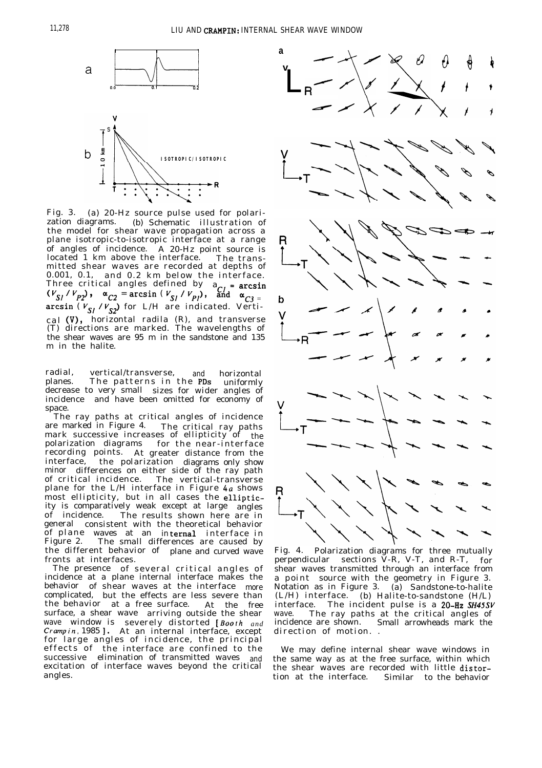Fig. 3. (a) 20-Hz source pulse used for polarization diagrams. (b) Schematic illustration of the model for shear wave propagation across a plane isotropic-to-isotropic interface at a range of angles of incidence. A 20-Hz point source is located 1 km above the interface. The transmitted shear waves are recorded at depths of 0.001, 0.1, and 0.2 km below the interface. Three critical angles defined by $\alpha_{C1} = \arcsin(V_{S1}/V_{P2})$, $\alpha_{C2} = \arcsin(V_{S1}/V_{P1})$, and $\alpha_{C3} = \arcsin(V_{S1}/V_{S2})$ for L/H are indicated. Vertical (V), horizontal radila (R), and transverse (T) directions are marked. The wavelengths of the shear waves are 95 m in the sandstone and 135 m in the halite.

radial, vertical/transverse, and horizontal planes. The patterns in the PDs uniformly decrease to very small sizes for wider angles of incidence and have been omitted for economy of space.

The ray paths at critical angles of incidence are marked in Figure 4. The critical ray paths mark successive increases of ellipticity of the polarization diagrams for the near-interface recording points. At greater distance from the interface, the polarization diagrams only show minor differences on either side of the ray path of critical incidence. The vertical-transverse plane for the L/H interface in Figure 4*a* shows most ellipticity, but in all cases the ellipticity is comparatively weak except at large angles of incidence. The results shown here are in general consistent with the theoretical behavior of plane waves at an internal interface in Figure 2. The small differences are caused by the different behavior of plane and curved wave fronts at interfaces.

The presence of several critical angles of incidence at a plane internal interface makes the behavior of shear waves at the interface more complicated, but the effects are less severe than the behavior at a free surface. At the free surface, a shear wave arriving outside the shear wave window is severely distorted [*Booth and Crampin*, 1985]. At an internal interface, except for large angles of incidence, the principal effects of the interface are confined to the successive elimination of transmitted waves and excitation of interface waves beyond the critical angles.

Fig. 4. Polarization diagrams for three mutually perpendicular sections V-R, V-T, and R-T, for shear waves transmitted through an interface from a point source with the geometry in Figure 3. Notation as in Figure 3. (a) Sandstone-to-halite (L/H) interface. (b) Halite-to-sandstone (H/L) interface. The incident pulse is a 20-Hz *SH45SV* wave. The ray paths at the critical angles of incidence are shown. Small arrowheads mark the direction of motion.

We may define internal shear wave windows in the same way as at the free surface, within which the shear waves are recorded with little distortion at the interface. Similar to the behavior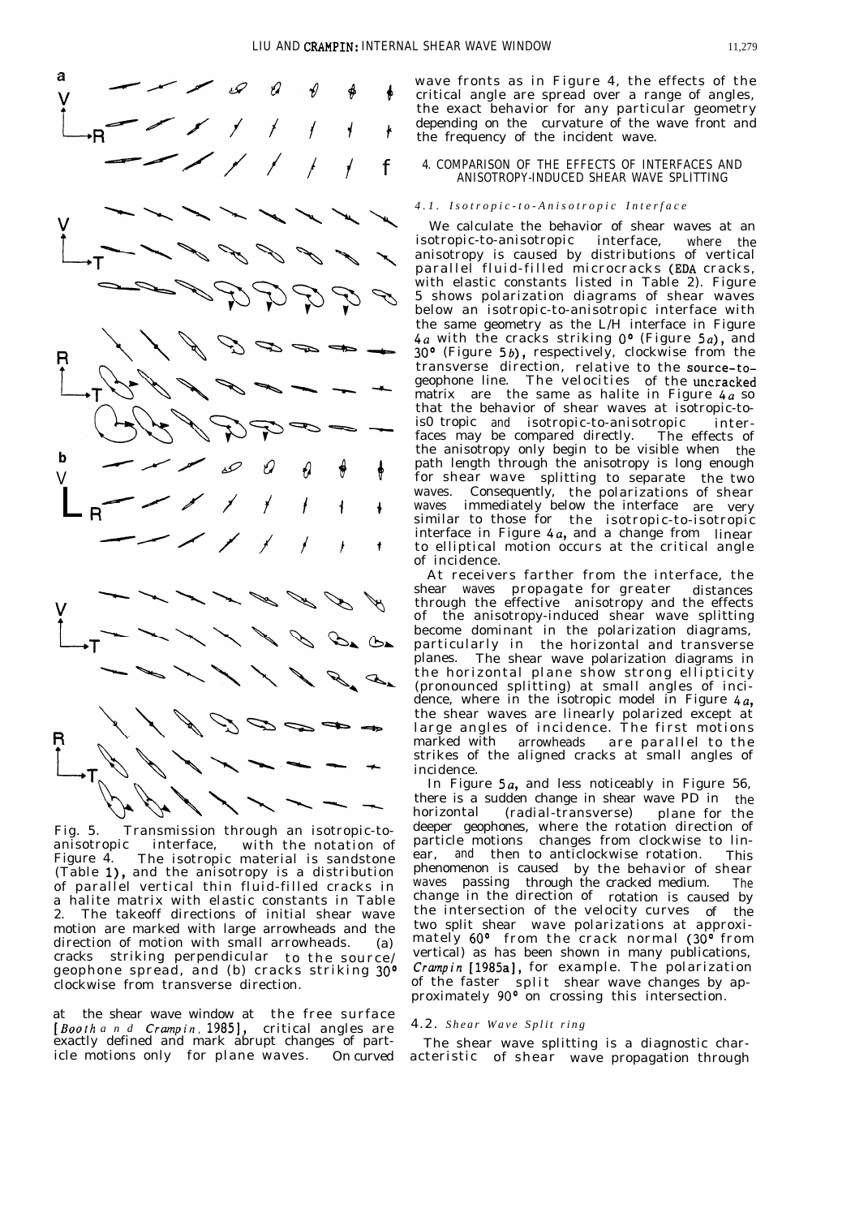Fig. 5. Transmission through an isotropic-to-anisotropic interface, with the notation of Figure 4. The isotropic material is sandstone (Table 1), and the anisotropy is a distribution of parallel vertical thin fluid-filled cracks in a halite matrix with elastic constants in Table 2. The takeoff directions of initial shear wave motion are marked with large arrowheads and the direction of motion with small arrowheads. (a) cracks striking perpendicular to the source/geophone spread, and (b) cracks striking 30° clockwise from transverse direction.

at the shear wave window at the free surface [*Booth and Crampin*, 1985], critical angles are exactly defined and mark abrupt changes of particle motions only for plane waves. On curved wave fronts as in Figure 4, the effects of the critical angle are spread over a range of angles, the exact behavior for any particular geometry depending on the curvature of the wave front and the frequency of the incident wave.

## 4. COMPARISON OF THE EFFECTS OF INTERFACES AND ANISOTROPY-INDUCED SHEAR WAVE SPLITTING

### *4.1. Isotropic-to-Anisotropic Interface*

We calculate the behavior of shear waves at an isotropic-to-anisotropic interface, where the anisotropy is caused by distributions of vertical parallel fluid-filled microcracks (EDA cracks, with elastic constants listed in Table 2). Figure 5 shows polarization diagrams of shear waves below an isotropic-to-anisotropic interface with the same geometry as the L/H interface in Figure 4*a* with the cracks striking 0° (Figure 5*a*), and 30° (Figure 5*b*), respectively, clockwise from the transverse direction, relative to the source-to-geophone line. The velocities of the uncracked matrix are the same as halite in Figure 4*a* so that the behavior of shear waves at isotropic-to-isotropic and isotropic-to-anisotropic interfaces may be compared directly. The effects of the anisotropy only begin to be visible when the path length through the anisotropy is long enough for shear wave splitting to separate the two waves. Consequently, the polarizations of shear waves immediately below the interface are very similar to those for the isotropic-to-isotropic interface in Figure 4*a*, and a change from linear to elliptical motion occurs at the critical angle of incidence.

At receivers farther from the interface, the shear waves propagate for greater distances through the effective anisotropy and the effects of the anisotropy-induced shear wave splitting become dominant in the polarization diagrams, particularly in the horizontal and transverse planes. The shear wave polarization diagrams in the horizontal plane show strong ellipticity (pronounced splitting) at small angles of incidence, where in the isotropic model in Figure 4*a*, the shear waves are linearly polarized except at large angles of incidence. The first motions marked with arrowheads are parallel to the strikes of the aligned cracks at small angles of incidence.

In Figure 5*a*, and less noticeably in Figure 5*b*, there is a sudden change in shear wave PD in the horizontal (radial-transverse) plane for the deeper geophones, where the rotation direction of particle motions changes from clockwise to linear, and then to anticlockwise rotation. This phenomenon is caused by the behavior of shear waves passing through the cracked medium. The change in the direction of rotation is caused by the intersection of the velocity curves of the two split shear wave polarizations at approximately 60° from the crack normal (30° from vertical) as has been shown in many publications, *Crampin* [1985a], for example. The polarization of the faster split shear wave changes by approximately 90° on crossing this intersection.

### *4.2. Shear Wave Splitting*

The shear wave splitting is a diagnostic characteristic of shear wave propagation through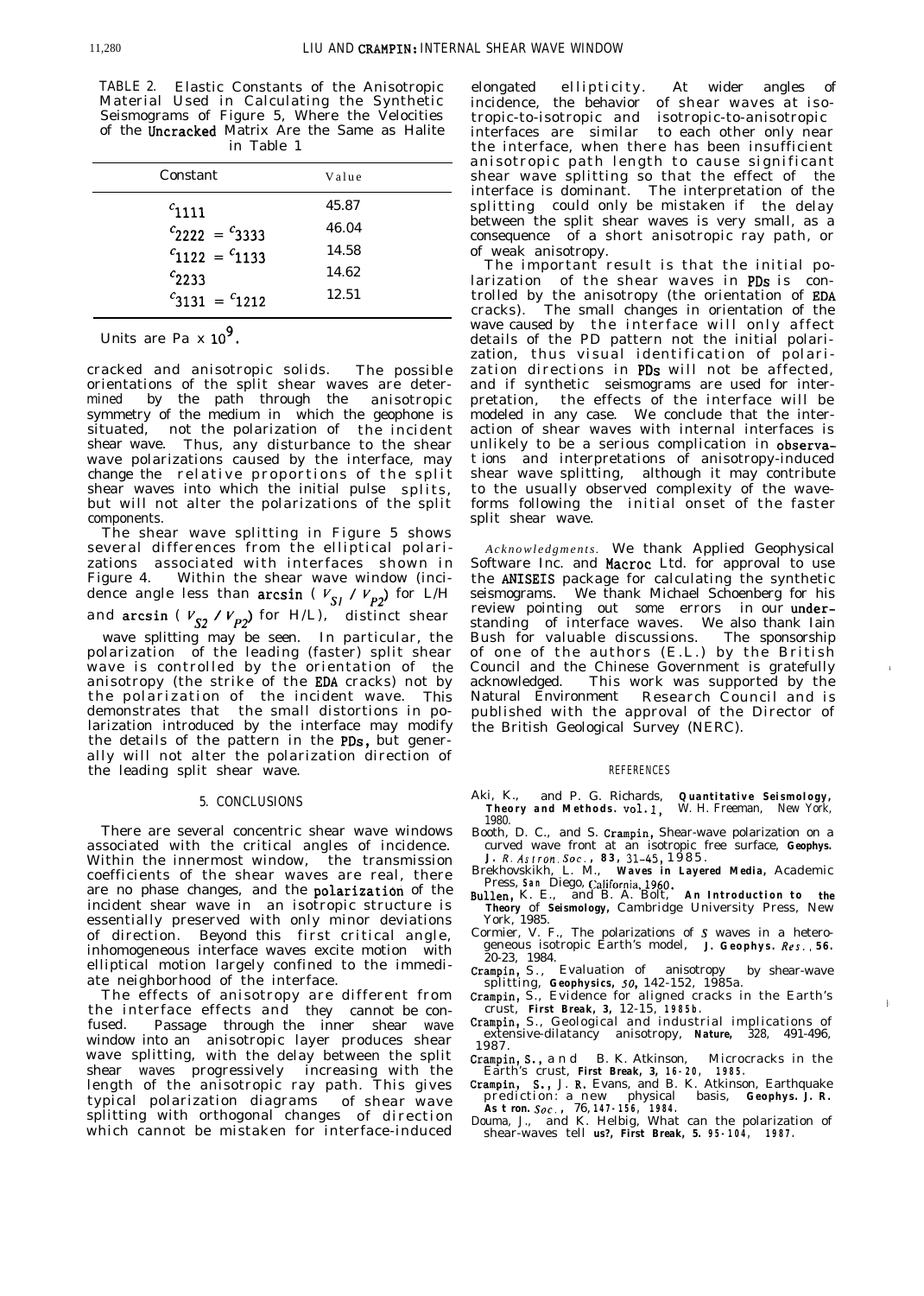TABLE 2. Elastic Constants of the Anisotropic Material Used in Calculating the Synthetic Seismograms of Figure 5, Where the Velocities of the Uncracked Matrix Are the Same as Halite in Table 1

| Constant | Value |
|---|---|
| $c_{1111}$ | 45.87 |
| $c_{2222} = c_{3333}$ | 46.04 |
| $c_{1122} = c_{1133}$ | 14.58 |
| $c_{2233}$ | 14.62 |
| $c_{3131} = c_{1212}$ | 12.51 |

Units are Pa x $10^9$.

cracked and anisotropic solids. The possible orientations of the split shear waves are determined by the path through the anisotropic symmetry of the medium in which the geophone is situated, not the polarization of the incident shear wave. Thus, any disturbance to the shear wave polarizations caused by the interface, may change the relative proportions of the split shear waves into which the initial pulse splits, but will not alter the polarizations of the split components.

The shear wave splitting in Figure 5 shows several differences from the elliptical polarizations associated with interfaces shown in Figure 4. Within the shear wave window (incidence angle less than $\arcsin(V_{S1}/V_{P2})$ for L/H and $\arcsin(V_{S2}/V_{P2})$ for H/L), distinct shear wave splitting may be seen. In particular, the polarization of the leading (faster) split shear wave is controlled by the orientation of the anisotropy (the strike of the EDA cracks) not by the polarization of the incident wave. This demonstrates that the small distortions in polarization introduced by the interface may modify the details of the pattern in the PDs, but generally will not alter the polarization direction of the leading split shear wave.

## 5. CONCLUSIONS

There are several concentric shear wave windows associated with the critical angles of incidence. Within the innermost window, the transmission coefficients of the shear waves are real, there are no phase changes, and the polarization of the incident shear wave in an isotropic structure is essentially preserved with only minor deviations of direction. Beyond this first critical angle, inhomogeneous interface waves excite motion with elliptical motion largely confined to the immediate neighborhood of the interface.

The effects of anisotropy are different from the interface effects and they cannot be confused. Passage through the inner shear wave window into an anisotropic layer produces shear wave splitting, with the delay between the split shear waves progressively increasing with the length of the anisotropic ray path. This gives typical polarization diagrams of shear wave splitting with orthogonal changes of direction which cannot be mistaken for interface-induced elongated ellipticity. At wider angles of incidence, the behavior of shear waves at isotropic-to-isotropic and isotropic-to-anisotropic interfaces are similar to each other only near the interface, when there has been insufficient anisotropic path length to cause significant shear wave splitting so that the effect of the interface is dominant. The interpretation of the splitting could only be mistaken if the delay between the split shear waves is very small, as a consequence of a short anisotropic ray path, or of weak anisotropy.

The important result is that the initial polarization of the shear waves in PDs is controlled by the anisotropy (the orientation of EDA cracks). The small changes in orientation of the wave caused by the interface will only affect details of the PD pattern not the initial polarization, thus visual identification of polarization directions in PDs will not be affected, and if synthetic seismograms are used for interpretation, the effects of the interface will be modeled in any case. We conclude that the interaction of shear waves with internal interfaces is unlikely to be a serious complication in observations and interpretations of anisotropy-induced shear wave splitting, although it may contribute to the usually observed complexity of the waveforms following the initial onset of the faster split shear wave.

*Acknowledgments.* We thank Applied Geophysical Software Inc. and Macroc Ltd. for approval to use the ANISEIS package for calculating the synthetic seismograms. We thank Michael Schoenberg for his review pointing out some errors in our understanding of interface waves. We also thank Iain Bush for valuable discussions. The sponsorship of one of the authors (E.L.) by the British Council and the Chinese Government is gratefully acknowledged. This work was supported by the Natural Environment Research Council and is published with the approval of the Director of the British Geological Survey (NERC).

### REFERENCES

Aki, K., and P. G. Richards, **Quantitative Seismology, Theory and Methods.** vol.1, W. H. Freeman, New York, 1980.

Booth, D. C., and S. Crampin, Shear-wave polarization on a curved wave front at an isotropic free surface, **Geophys. J.** *R. Astron. Soc.*, **83**, 31-45, 1985.

Brekhovskikh, L. M., **Waves in Layered Media,** Academic Press, San Diego, California, 1960.

Bullen, K. E., and B. A. Bolt, **An Introduction to the Theory of Seismology,** Cambridge University Press, New York, 1985.

Cormier, V. F., The polarizations of *S* waves in a heterogeneous isotropic Earth's model, **J. Geophys.** *Res.*, **56**, 20-23, 1984.

Crampin, S., Evaluation of anisotropy by shear-wave splitting, **Geophysics, 50,** 142-152, 1985a.

Crampin, S., Evidence for aligned cracks in the Earth's crust, **First Break, 3,** 12-15, 1985b.

Crampin, S., Geological and industrial implications of extensive-dilatancy anisotropy, **Nature,** 328, 491-496, 1987.

Crampin, S., and B. K. Atkinson, Microcracks in the Earth's crust, **First Break, 3, 16-20, 1985.**

Crampin, S., J. R. Evans, and B. K. Atkinson, Earthquake prediction: a new physical basis, **Geophys. J. R. Astron.** *Soc.*, 76, 147-156, 1984.

Douma, J., and K. Helbig, What can the polarization of shear-waves tell **us?, First Break, 5. 95-104, 1987.**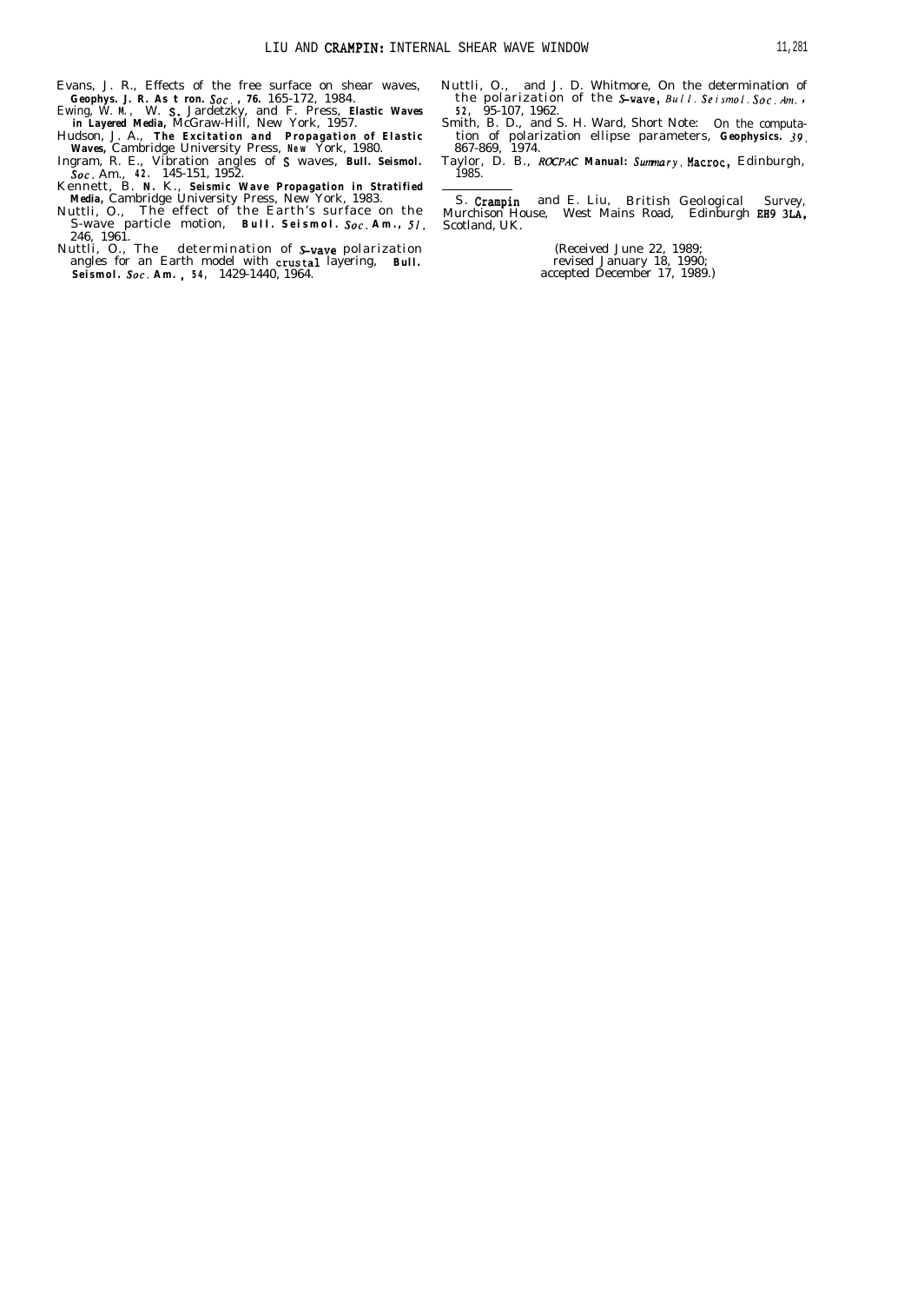Evans, J. R., Effects of the free surface on shear waves, **Geophys. J. R. Astron. Soc., 76**, 165-172, 1984.

Ewing, W. M., W. S. Jardetzky, and F. Press, **Elastic Waves in Layered Media**, McGraw-Hill, New York, 1957.

Hudson, J. A., **The Excitation and Propagation of Elastic Waves**, Cambridge University Press, New York, 1980.

Ingram, R. E., Vibration angles of S waves, **Bull. Seismol. Soc. Am., 42**, 145-151, 1952.

Kennett, B. N. K., **Seismic Wave Propagation in Stratified Media**, Cambridge University Press, New York, 1983.

Nuttli, O., The effect of the Earth's surface on the S-wave particle motion, **Bull. Seismol. Soc. Am., 51**, 246, 1961.

Nuttli, O., The determination of S-wave polarization angles for an Earth model with crustal layering, **Bull. Seismol. Soc. Am., 54**, 1429-1440, 1964.

Nuttli, O., and J. D. Whitmore, On the determination of the polarization of the S-wave, **Bull. Seismol. Soc. Am., 52**, 95-107, 1962.

Smith, B. D., and S. H. Ward, Short Note: On the computation of polarization ellipse parameters, **Geophysics, 39**, 867-869, 1974.

Taylor, D. B., **ROCPAC Manual: Summary**, Macroc, Edinburgh, 1985.

---

S. Crampin and E. Liu, British Geological Survey, Murchison House, West Mains Road, Edinburgh EH9 3LA, Scotland, UK.

(Received June 22, 1989;
revised January 18, 1990;
accepted December 17, 1989.)